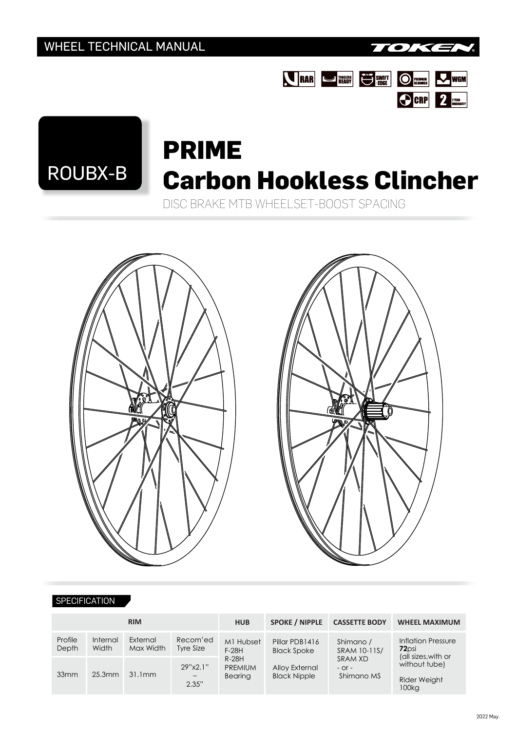WHEEL TECHNICAL MANUAL

TOKEN

RAR | TUBELESS READY | SWIFT EDGE | PREMIUM BEARINGS | WGM | CRP | 2 YEAR WARRANTY

ROUBX-B

# PRIME
# Carbon Hookless Clincher

DISC BRAKE MTB WHEELSET-BOOST SPACING

## SPECIFICATION

| RIM | | | | HUB | SPOKE / NIPPLE | CASSETTE BODY | WHEEL MAXIMUM |
|---|---|---|---|---|---|---|---|
| Profile Depth | Internal Width | External Max Width | Recom'ed Tyre Size | M1 Hubset F-28H R-28H PREMIUM Bearing | Pillar PDB1416 Black Spoke Alloy External Black Nipple | Shimano / SRAM 10-11S/ SRAM XD - or - Shimano MS | Inflation Pressure **72**psi (all sizes,with or without tube) Rider Weight 100kg |
| 33mm | 25.3mm | 31.1mm | 29"x2.1" – 2.35" | | | | |

2022 May.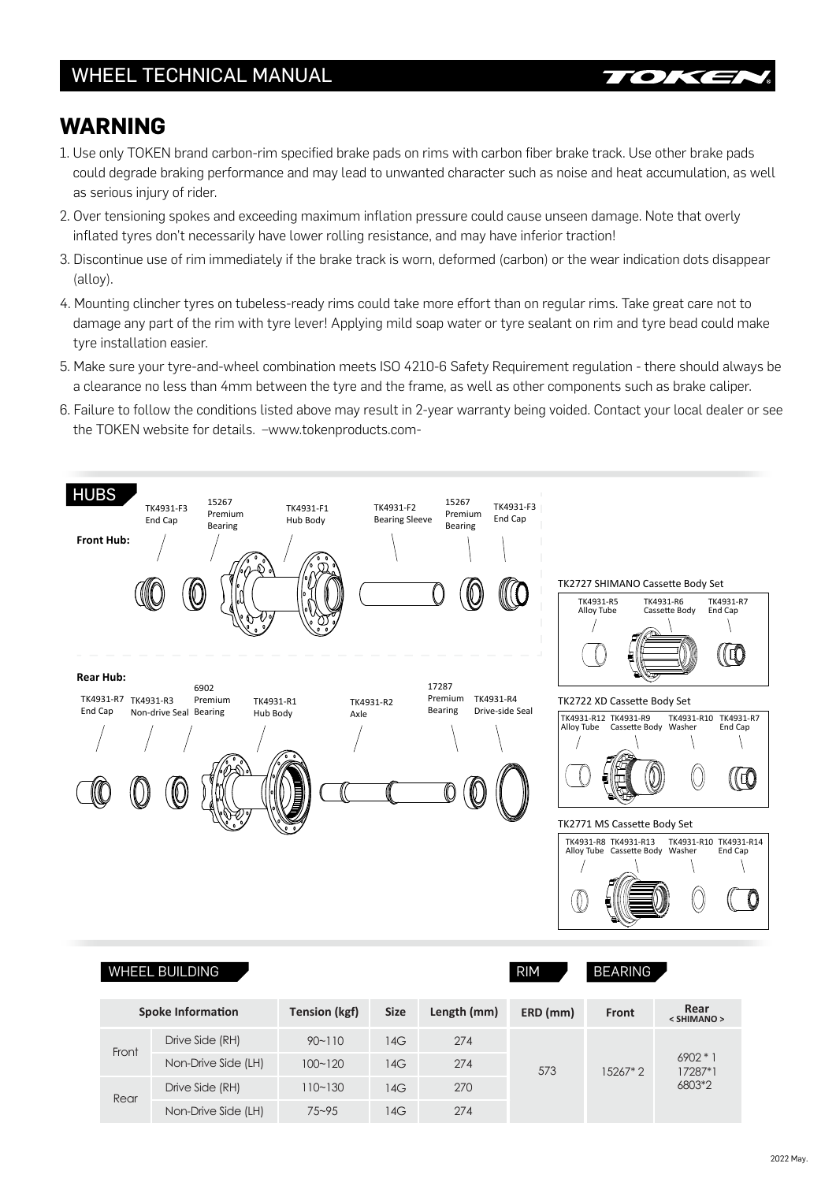## WARNING

1. Use only TOKEN brand carbon-rim specified brake pads on rims with carbon fiber brake track. Use other brake pads could degrade braking performance and may lead to unwanted character such as noise and heat accumulation, as well as serious injury of rider.
2. Over tensioning spokes and exceeding maximum inflation pressure could cause unseen damage. Note that overly inflated tyres don't necessarily have lower rolling resistance, and may have inferior traction!
3. Discontinue use of rim immediately if the brake track is worn, deformed (carbon) or the wear indication dots disappear (alloy).
4. Mounting clincher tyres on tubeless-ready rims could take more effort than on regular rims. Take great care not to damage any part of the rim with tyre lever! Applying mild soap water or tyre sealant on rim and tyre bead could make tyre installation easier.
5. Make sure your tyre-and-wheel combination meets ISO 4210-6 Safety Requirement regulation - there should always be a clearance no less than 4mm between the tyre and the frame, as well as other components such as brake caliper.
6. Failure to follow the conditions listed above may result in 2-year warranty being voided. Contact your local dealer or see the TOKEN website for details. –www.tokenproducts.com-

## HUBS

**Front Hub:**

TK4931-F3 End Cap
15267 Premium Bearing
TK4931-F1 Hub Body
TK4931-F2 Bearing Sleeve
15267 Premium Bearing
TK4931-F3 End Cap

**Rear Hub:**

TK4931-R7 End Cap
TK4931-R3 Non-drive Seal
6902 Premium Bearing
TK4931-R1 Hub Body
TK4931-R2 Axle
17287 Premium Bearing
TK4931-R4 Drive-side Seal

TK2727 SHIMANO Cassette Body Set

TK4931-R5 Alloy Tube
TK4931-R6 Cassette Body
TK4931-R7 End Cap

TK2722 XD Cassette Body Set

TK4931-R12 Alloy Tube
TK4931-R9 Cassette Body
TK4931-R10 Washer
TK4931-R7 End Cap

TK2771 MS Cassette Body Set

TK4931-R8 Alloy Tube
TK4931-R13 Cassette Body
TK4931-R10 Washer
TK4931-R14 End Cap

## WHEEL BUILDING / RIM / BEARING

| Spoke Information | | Tension (kgf) | Size | Length (mm) | ERD (mm) | Front | Rear < SHIMANO > |
|---|---|---|---|---|---|---|---|
| Front | Drive Side (RH) | 90~110 | 14G | 274 | 573 | 15267* 2 | 6902 * 1<br>17287*1<br>6803*2 |
| | Non-Drive Side (LH) | 100~120 | 14G | 274 | | | |
| Rear | Drive Side (RH) | 110~130 | 14G | 270 | | | |
| | Non-Drive Side (LH) | 75~95 | 14G | 274 | | | |

2022 May.